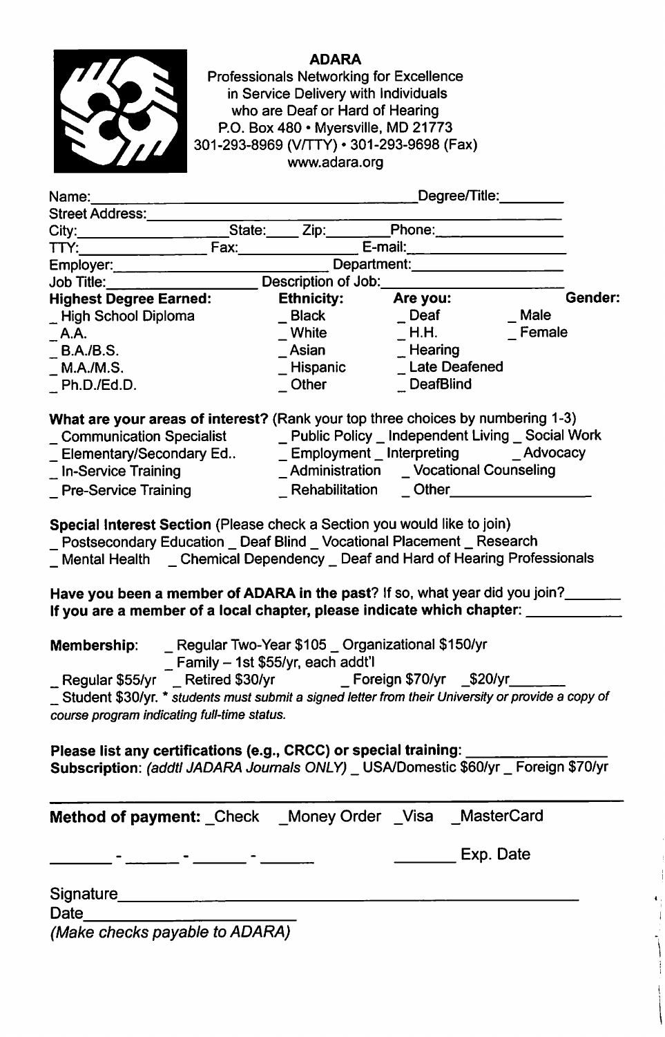**ADARA**

Professionals Networking for Excellence in Service Delivery with Individuals who are Deaf or Hard of Hearing

P.O. Box 480 • Myersville, MD 21773

301-293-8969 (V/TTY) • 301-293-9698 (Fax)

www.adara.org

Name:______________________________ Degree/Title:________

Street Address:______________________________

City:________________ State:____ Zip:________ Phone:______________

TTY:______________ Fax:______________ E-mail:________________

Employer:________________________ Department:________________

Job Title:________________ Description of Job:____________________

| **Highest Degree Earned:** | **Ethnicity:** | **Are you:** | **Gender:** |
|---|---|---|---|
| _ High School Diploma | _ Black | _ Deaf | _ Male |
| _ A.A. | _ White | _ H.H. | _ Female |
| _ B.A./B.S. | _ Asian | _ Hearing | |
| _ M.A./M.S. | _ Hispanic | _ Late Deafened | |
| _ Ph.D./Ed.D. | _ Other | _ DeafBlind | |

**What are your areas of interest?** (Rank your top three choices by numbering 1-3)

_ Communication Specialist _ Public Policy _ Independent Living _ Social Work
_ Elementary/Secondary Ed.. _ Employment _ Interpreting _ Advocacy
_ In-Service Training _ Administration _ Vocational Counseling
_ Pre-Service Training _ Rehabilitation _ Other________________

**Special Interest Section** (Please check a Section you would like to join)

_ Postsecondary Education _ Deaf Blind _ Vocational Placement _ Research
_ Mental Health _ Chemical Dependency _ Deaf and Hard of Hearing Professionals

**Have you been a member of ADARA in the past**? If so, what year did you join?_______
**If you are a member of a local chapter, please indicate which chapter:** ___________

**Membership**: _ Regular Two-Year $105 _ Organizational $150/yr
_ Family – 1st $55/yr, each addt'l
_ Regular $55/yr _ Retired $30/yr _ Foreign $70/yr _$20/yr_______
_ Student $30/yr. * *students must submit a signed letter from their University or provide a copy of course program indicating full-time status.*

**Please list any certifications (e.g., CRCC) or special training:** ________________
**Subscription**: *(addtl JADARA Journals ONLY)* _ USA/Domestic $60/yr _ Foreign $70/yr

---

**Method of payment:** _Check _Money Order _Visa _MasterCard

_______ - ______ - ______ - ______ _______ Exp. Date

Signature_____________________________________________

Date______________________

*(Make checks payable to ADARA)*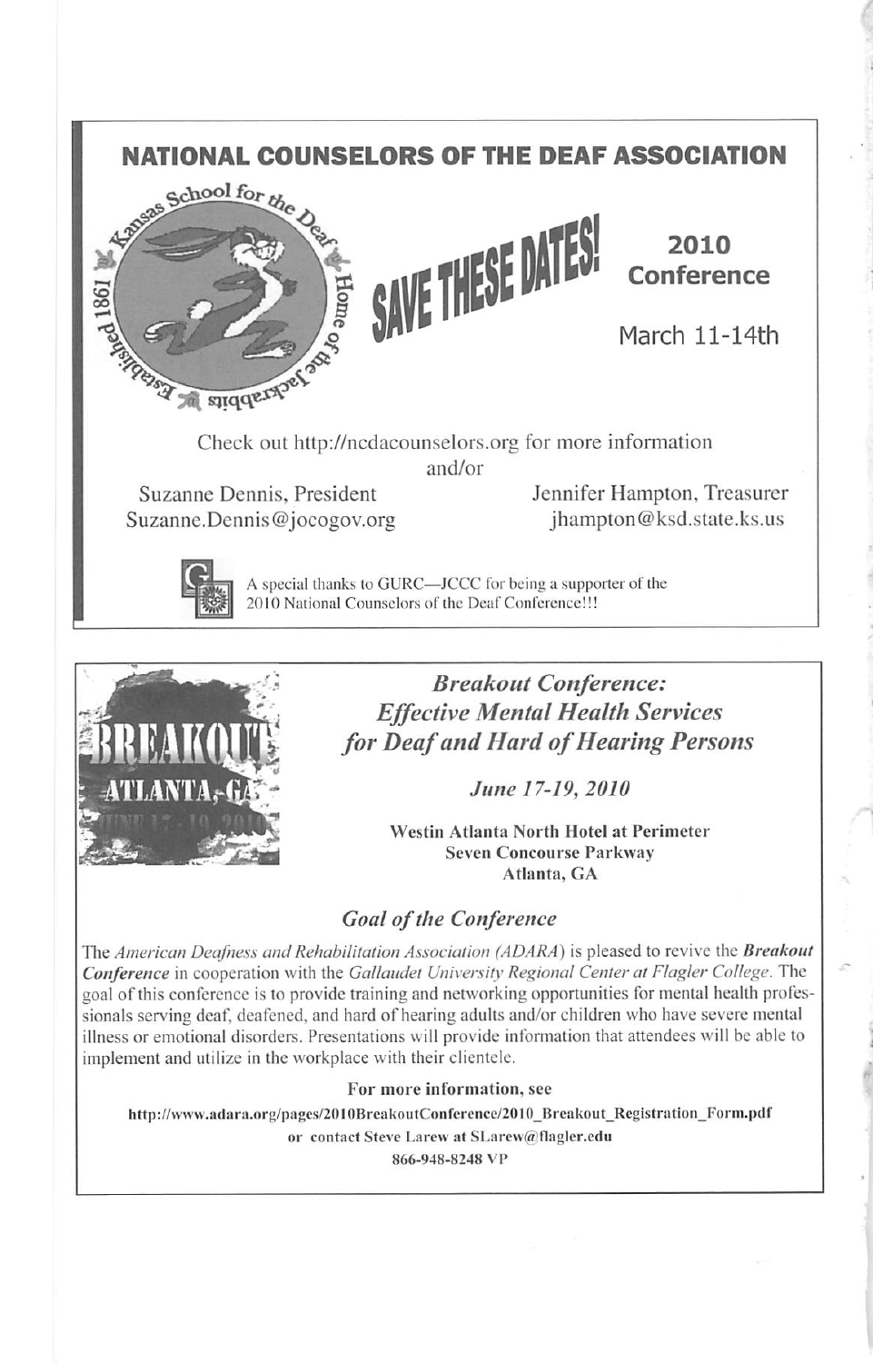## NATIONAL COUNSELORS OF THE DEAF ASSOCIATION

SAVE THESE DATES!

**2010 Conference**

March 11-14th

Check out http://ncdacounselors.org for more information and/or

Suzanne Dennis, President
Suzanne.Dennis@jocogov.org

Jennifer Hampton, Treasurer
jhampton@ksd.state.ks.us

A special thanks to GURC—JCCC for being a supporter of the 2010 National Counselors of the Deaf Conference!!!

---

### *Breakout Conference: Effective Mental Health Services for Deaf and Hard of Hearing Persons*

*June 17-19, 2010*

**Westin Atlanta North Hotel at Perimeter**
**Seven Concourse Parkway**
**Atlanta, GA**

### *Goal of the Conference*

The *American Deafness and Rehabilitation Association (ADARA)* is pleased to revive the ***Breakout Conference*** in cooperation with the *Gallaudet University Regional Center at Flagler College*. The goal of this conference is to provide training and networking opportunities for mental health professionals serving deaf, deafened, and hard of hearing adults and/or children who have severe mental illness or emotional disorders. Presentations will provide information that attendees will be able to implement and utilize in the workplace with their clientele.

**For more information, see**

**http://www.adara.org/pages/2010BreakoutConference/2010_Breakout_Registration_Form.pdf**

**or contact Steve Larew at SLarew@flagler.edu**

**866-948-8248 VP**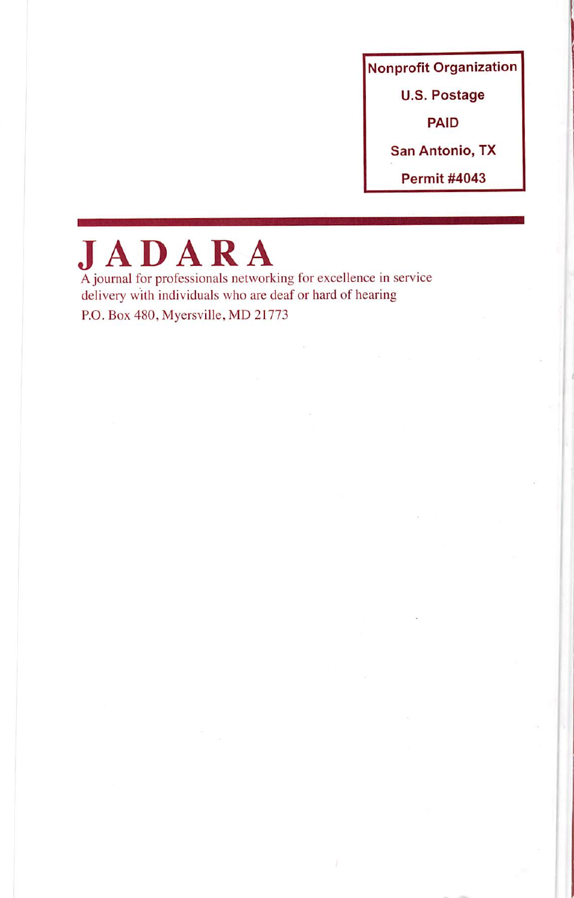Nonprofit Organization

U.S. Postage

PAID

San Antonio, TX

Permit #4043

# JADARA

A journal for professionals networking for excellence in service delivery with individuals who are deaf or hard of hearing

P.O. Box 480, Myersville, MD 21773